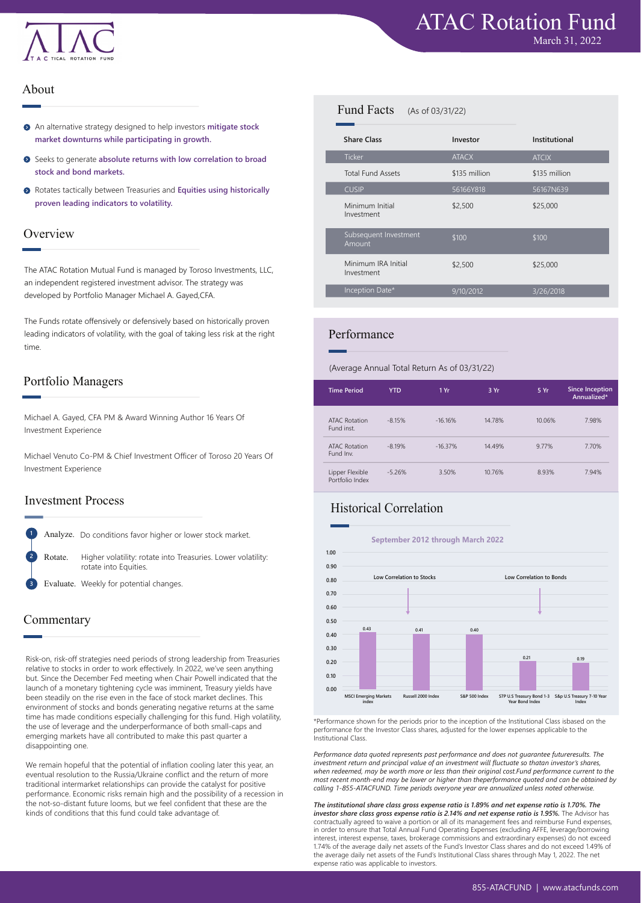# ATAC Rotation Fund

March 31, 2022

## About

- An alternative strategy designed to help investors **mitigate stock market downturns while participating in growth.**
- Seeks to generate **absolute returns with low correlation to broad stock and bond markets.**
- Rotates tactically between Treasuries and **Equities using historically proven leading indicators to volatility.**

## Overview

The ATAC Rotation Mutual Fund is managed by Toroso Investments, LLC, an independent registered investment advisor. The strategy was developed by Portfolio Manager Michael A. Gayed,CFA.

The Funds rotate offensively or defensively based on historically proven leading indicators of volatility, with the goal of taking less risk at the right time.

## Portfolio Managers

Michael A. Gayed, CFA PM & Award Winning Author 16 Years Of Investment Experience

Michael Venuto Co-PM & Chief Investment Officer of Toroso 20 Years Of Investment Experience

## Investment Process

1. **Analyze.** Do conditions favor higher or lower stock market.
2. **Rotate.** Higher volatility: rotate into Treasuries. Lower volatility: rotate into Equities.
3. **Evaluate.** Weekly for potential changes.

## Commentary

Risk-on, risk-off strategies need periods of strong leadership from Treasuries relative to stocks in order to work effectively. In 2022, we've seen anything but. Since the December Fed meeting when Chair Powell indicated that the launch of a monetary tightening cycle was imminent, Treasury yields have been steadily on the rise even in the face of stock market declines. This environment of stocks and bonds generating negative returns at the same time has made conditions especially challenging for this fund. High volatility, the use of leverage and the underperformance of both small-caps and emerging markets have all contributed to make this past quarter a disappointing one.

We remain hopeful that the potential of inflation cooling later this year, an eventual resolution to the Russia/Ukraine conflict and the return of more traditional intermarket relationships can provide the catalyst for positive performance. Economic risks remain high and the possibility of a recession in the not-so-distant future looms, but we feel confident that these are the kinds of conditions that this fund could take advantage of.

## Fund Facts (As of 03/31/22)

| Share Class | Investor | Institutional |
|---|---|---|
| Ticker | ATACX | ATCIX |
| Total Fund Assets | $135 million | $135 million |
| CUSIP | 56166Y818 | 56167N639 |
| Minimum Initial Investment | $2,500 | $25,000 |
| Subsequent Investment Amount | $100 | $100 |
| Minimum IRA Initial Investment | $2,500 | $25,000 |
| Inception Date* | 9/10/2012 | 3/26/2018 |

## Performance

(Average Annual Total Return As of 03/31/22)

| Time Period | YTD | 1 Yr | 3 Yr | 5 Yr | Since Inception Annualized* |
|---|---|---|---|---|---|
| ATAC Rotation Fund inst. | -8.15% | -16.16% | 14.78% | 10.06% | 7.98% |
| ATAC Rotation Fund Inv. | -8.19% | -16.37% | 14.49% | 9.77% | 7.70% |
| Lipper Flexible Portfolio Index | -5.26% | 3.50% | 10.76% | 8.93% | 7.94% |

## Historical Correlation

September 2012 through March 2022

| Index | Correlation |
|---|---|
| MSCI Emerging Markets index | 0.43 |
| Russell 2000 Index | 0.41 |
| S&P 500 Index | 0.40 |
| S7P U.S Treasury Bond 1-3 Year Bond Index | 0.21 |
| S&P U.S Treasury 7-10 Year Index | 0.19 |

Low Correlation to Stocks — Low Correlation to Bonds

*Performance shown for the periods prior to the inception of the Institutional Class isbased on the performance for the Investor Class shares, adjusted for the lower expenses applicable to the Institutional Class.

*Performance data quoted represents past performance and does not guarantee futureresults. The investment return and principal value of an investment will fluctuate so thatan investor's shares, when redeemed, may be worth more or less than their original cost.Fund performance current to the most recent month-end may be lower or higher than theperformance quoted and can be obtained by calling 1-855-ATACFUND. Time periods overyone year are annualized unless noted otherwise.*

***The institutional share class gross expense ratio is 1.89% and net expense ratio is 1.70%. The investor share class gross expense ratio is 2.14% and net expense ratio is 1.95%.*** The Advisor has contractually agreed to waive a portion or all of its management fees and reimburse Fund expenses, in order to ensure that Total Annual Fund Operating Expenses (excluding AFFE, leverage/borrowing interest, interest expense, taxes, brokerage commissions and extraordinary expenses) do not exceed 1.74% of the average daily net assets of the Fund's Investor Class shares and do not exceed 1.49% of the average daily net assets of the Fund's Institutional Class shares through May 1, 2022. The net expense ratio was applicable to investors.

855-ATACFUND | www.atacfunds.com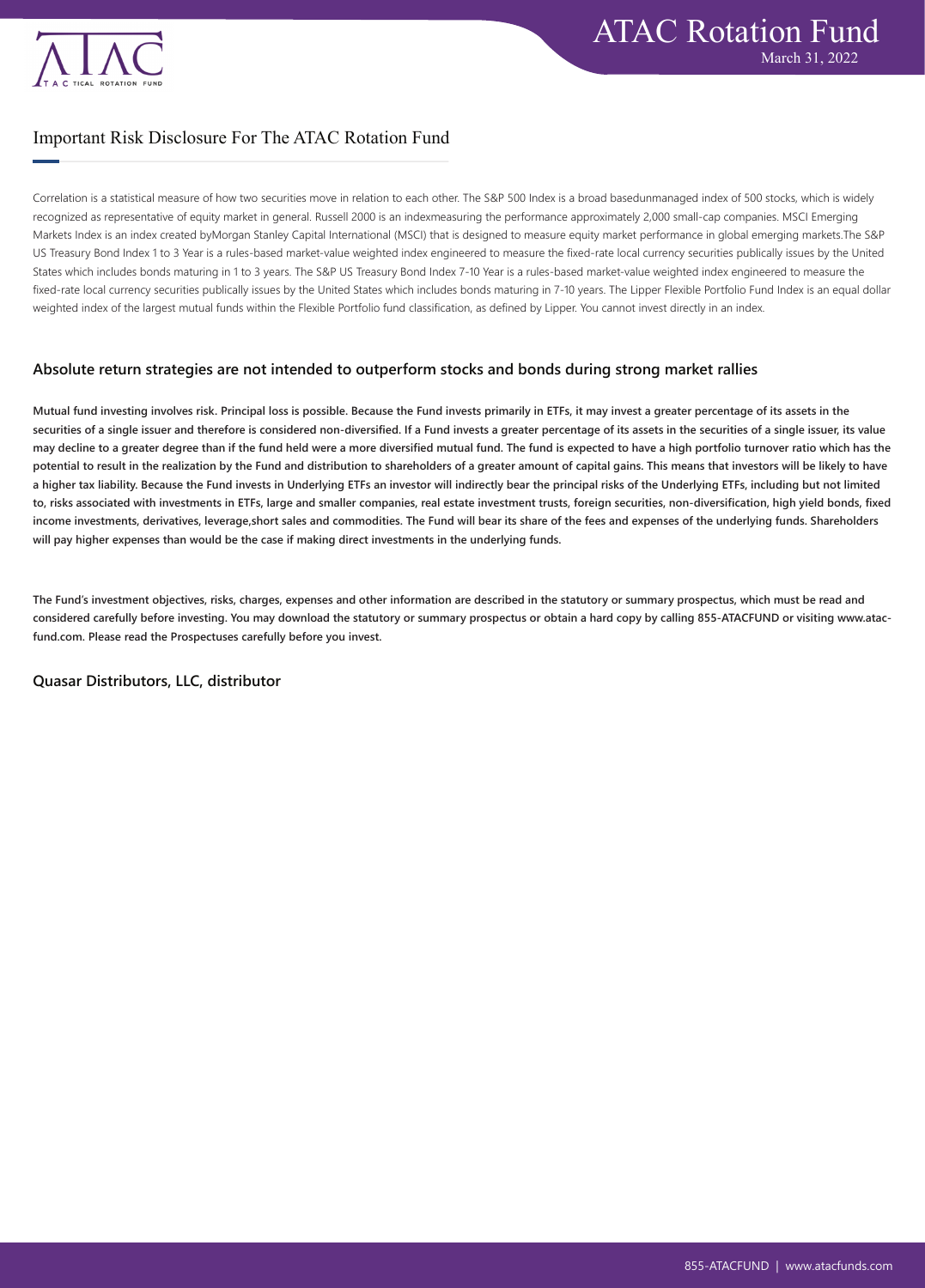## Important Risk Disclosure For The ATAC Rotation Fund

Correlation is a statistical measure of how two securities move in relation to each other. The S&P 500 Index is a broad basedunmanaged index of 500 stocks, which is widely recognized as representative of equity market in general. Russell 2000 is an indexmeasuring the performance approximately 2,000 small-cap companies. MSCI Emerging Markets Index is an index created byMorgan Stanley Capital International (MSCI) that is designed to measure equity market performance in global emerging markets.The S&P US Treasury Bond Index 1 to 3 Year is a rules-based market-value weighted index engineered to measure the fixed-rate local currency securities publically issues by the United States which includes bonds maturing in 1 to 3 years. The S&P US Treasury Bond Index 7-10 Year is a rules-based market-value weighted index engineered to measure the fixed-rate local currency securities publically issues by the United States which includes bonds maturing in 7-10 years. The Lipper Flexible Portfolio Fund Index is an equal dollar weighted index of the largest mutual funds within the Flexible Portfolio fund classification, as defined by Lipper. You cannot invest directly in an index.

### Absolute return strategies are not intended to outperform stocks and bonds during strong market rallies

**Mutual fund investing involves risk. Principal loss is possible. Because the Fund invests primarily in ETFs, it may invest a greater percentage of its assets in the securities of a single issuer and therefore is considered non-diversified. If a Fund invests a greater percentage of its assets in the securities of a single issuer, its value may decline to a greater degree than if the fund held were a more diversified mutual fund. The fund is expected to have a high portfolio turnover ratio which has the potential to result in the realization by the Fund and distribution to shareholders of a greater amount of capital gains. This means that investors will be likely to have a higher tax liability. Because the Fund invests in Underlying ETFs an investor will indirectly bear the principal risks of the Underlying ETFs, including but not limited to, risks associated with investments in ETFs, large and smaller companies, real estate investment trusts, foreign securities, non-diversification, high yield bonds, fixed income investments, derivatives, leverage,short sales and commodities. The Fund will bear its share of the fees and expenses of the underlying funds. Shareholders will pay higher expenses than would be the case if making direct investments in the underlying funds.**

**The Fund's investment objectives, risks, charges, expenses and other information are described in the statutory or summary prospectus, which must be read and considered carefully before investing. You may download the statutory or summary prospectus or obtain a hard copy by calling 855-ATACFUND or visiting www.atac-fund.com. Please read the Prospectuses carefully before you invest.**

**Quasar Distributors, LLC, distributor**